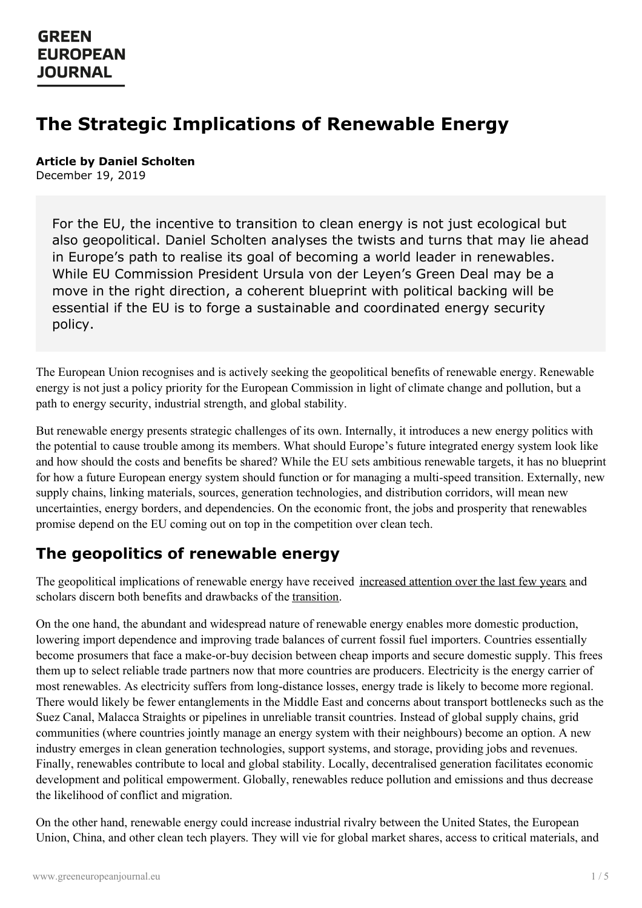**GREEN EUROPEAN JOURNAL**

# The Strategic Implications of Renewable Energy

**Article by Daniel Scholten**
December 19, 2019

> For the EU, the incentive to transition to clean energy is not just ecological but also geopolitical. Daniel Scholten analyses the twists and turns that may lie ahead in Europe's path to realise its goal of becoming a world leader in renewables. While EU Commission President Ursula von der Leyen's Green Deal may be a move in the right direction, a coherent blueprint with political backing will be essential if the EU is to forge a sustainable and coordinated energy security policy.

The European Union recognises and is actively seeking the geopolitical benefits of renewable energy. Renewable energy is not just a policy priority for the European Commission in light of climate change and pollution, but a path to energy security, industrial strength, and global stability.

But renewable energy presents strategic challenges of its own. Internally, it introduces a new energy politics with the potential to cause trouble among its members. What should Europe's future integrated energy system look like and how should the costs and benefits be shared? While the EU sets ambitious renewable targets, it has no blueprint for how a future European energy system should function or for managing a multi-speed transition. Externally, new supply chains, linking materials, sources, generation technologies, and distribution corridors, will mean new uncertainties, energy borders, and dependencies. On the economic front, the jobs and prosperity that renewables promise depend on the EU coming out on top in the competition over clean tech.

## The geopolitics of renewable energy

The geopolitical implications of renewable energy have received increased attention over the last few years and scholars discern both benefits and drawbacks of the transition.

On the one hand, the abundant and widespread nature of renewable energy enables more domestic production, lowering import dependence and improving trade balances of current fossil fuel importers. Countries essentially become prosumers that face a make-or-buy decision between cheap imports and secure domestic supply. This frees them up to select reliable trade partners now that more countries are producers. Electricity is the energy carrier of most renewables. As electricity suffers from long-distance losses, energy trade is likely to become more regional. There would likely be fewer entanglements in the Middle East and concerns about transport bottlenecks such as the Suez Canal, Malacca Straights or pipelines in unreliable transit countries. Instead of global supply chains, grid communities (where countries jointly manage an energy system with their neighbours) become an option. A new industry emerges in clean generation technologies, support systems, and storage, providing jobs and revenues. Finally, renewables contribute to local and global stability. Locally, decentralised generation facilitates economic development and political empowerment. Globally, renewables reduce pollution and emissions and thus decrease the likelihood of conflict and migration.

On the other hand, renewable energy could increase industrial rivalry between the United States, the European Union, China, and other clean tech players. They will vie for global market shares, access to critical materials, and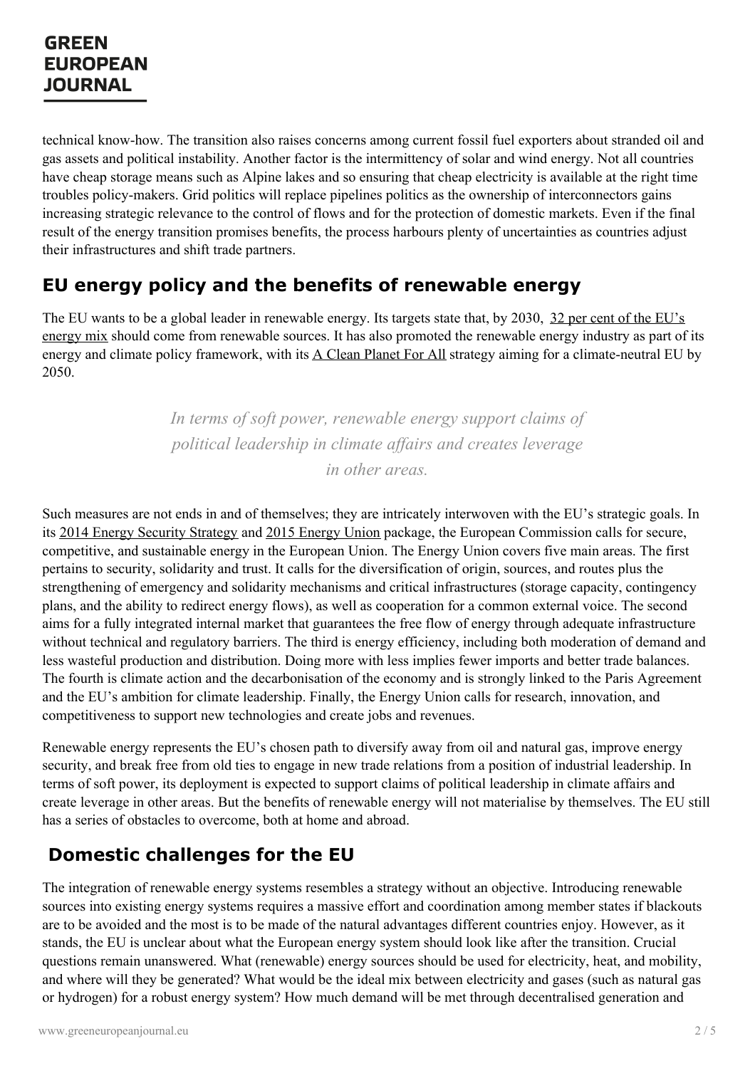technical know-how. The transition also raises concerns among current fossil fuel exporters about stranded oil and gas assets and political instability. Another factor is the intermittency of solar and wind energy. Not all countries have cheap storage means such as Alpine lakes and so ensuring that cheap electricity is available at the right time troubles policy-makers. Grid politics will replace pipelines politics as the ownership of interconnectors gains increasing strategic relevance to the control of flows and for the protection of domestic markets. Even if the final result of the energy transition promises benefits, the process harbours plenty of uncertainties as countries adjust their infrastructures and shift trade partners.

## EU energy policy and the benefits of renewable energy

The EU wants to be a global leader in renewable energy. Its targets state that, by 2030, 32 per cent of the EU's energy mix should come from renewable sources. It has also promoted the renewable energy industry as part of its energy and climate policy framework, with its A Clean Planet For All strategy aiming for a climate-neutral EU by 2050.

> *In terms of soft power, renewable energy support claims of political leadership in climate affairs and creates leverage in other areas.*

Such measures are not ends in and of themselves; they are intricately interwoven with the EU's strategic goals. In its 2014 Energy Security Strategy and 2015 Energy Union package, the European Commission calls for secure, competitive, and sustainable energy in the European Union. The Energy Union covers five main areas. The first pertains to security, solidarity and trust. It calls for the diversification of origin, sources, and routes plus the strengthening of emergency and solidarity mechanisms and critical infrastructures (storage capacity, contingency plans, and the ability to redirect energy flows), as well as cooperation for a common external voice. The second aims for a fully integrated internal market that guarantees the free flow of energy through adequate infrastructure without technical and regulatory barriers. The third is energy efficiency, including both moderation of demand and less wasteful production and distribution. Doing more with less implies fewer imports and better trade balances. The fourth is climate action and the decarbonisation of the economy and is strongly linked to the Paris Agreement and the EU's ambition for climate leadership. Finally, the Energy Union calls for research, innovation, and competitiveness to support new technologies and create jobs and revenues.

Renewable energy represents the EU's chosen path to diversify away from oil and natural gas, improve energy security, and break free from old ties to engage in new trade relations from a position of industrial leadership. In terms of soft power, its deployment is expected to support claims of political leadership in climate affairs and create leverage in other areas. But the benefits of renewable energy will not materialise by themselves. The EU still has a series of obstacles to overcome, both at home and abroad.

## Domestic challenges for the EU

The integration of renewable energy systems resembles a strategy without an objective. Introducing renewable sources into existing energy systems requires a massive effort and coordination among member states if blackouts are to be avoided and the most is to be made of the natural advantages different countries enjoy. However, as it stands, the EU is unclear about what the European energy system should look like after the transition. Crucial questions remain unanswered. What (renewable) energy sources should be used for electricity, heat, and mobility, and where will they be generated? What would be the ideal mix between electricity and gases (such as natural gas or hydrogen) for a robust energy system? How much demand will be met through decentralised generation and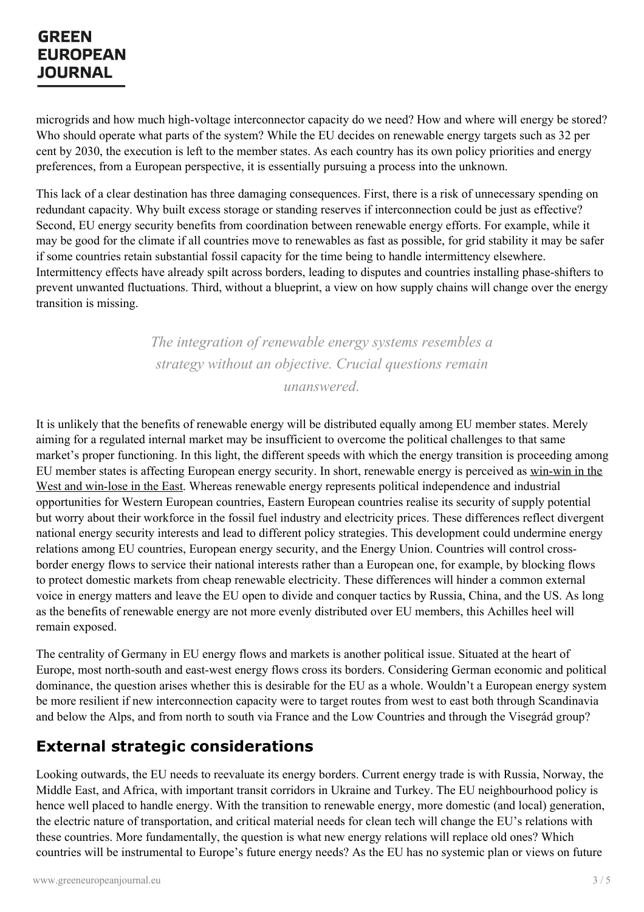microgrids and how much high-voltage interconnector capacity do we need? How and where will energy be stored? Who should operate what parts of the system? While the EU decides on renewable energy targets such as 32 per cent by 2030, the execution is left to the member states. As each country has its own policy priorities and energy preferences, from a European perspective, it is essentially pursuing a process into the unknown.

This lack of a clear destination has three damaging consequences. First, there is a risk of unnecessary spending on redundant capacity. Why built excess storage or standing reserves if interconnection could be just as effective? Second, EU energy security benefits from coordination between renewable energy efforts. For example, while it may be good for the climate if all countries move to renewables as fast as possible, for grid stability it may be safer if some countries retain substantial fossil capacity for the time being to handle intermittency elsewhere. Intermittency effects have already spilt across borders, leading to disputes and countries installing phase-shifters to prevent unwanted fluctuations. Third, without a blueprint, a view on how supply chains will change over the energy transition is missing.

> *The integration of renewable energy systems resembles a strategy without an objective. Crucial questions remain unanswered.*

It is unlikely that the benefits of renewable energy will be distributed equally among EU member states. Merely aiming for a regulated internal market may be insufficient to overcome the political challenges to that same market's proper functioning. In this light, the different speeds with which the energy transition is proceeding among EU member states is affecting European energy security. In short, renewable energy is perceived as win-win in the West and win-lose in the East. Whereas renewable energy represents political independence and industrial opportunities for Western European countries, Eastern European countries realise its security of supply potential but worry about their workforce in the fossil fuel industry and electricity prices. These differences reflect divergent national energy security interests and lead to different policy strategies. This development could undermine energy relations among EU countries, European energy security, and the Energy Union. Countries will control cross-border energy flows to service their national interests rather than a European one, for example, by blocking flows to protect domestic markets from cheap renewable electricity. These differences will hinder a common external voice in energy matters and leave the EU open to divide and conquer tactics by Russia, China, and the US. As long as the benefits of renewable energy are not more evenly distributed over EU members, this Achilles heel will remain exposed.

The centrality of Germany in EU energy flows and markets is another political issue. Situated at the heart of Europe, most north-south and east-west energy flows cross its borders. Considering German economic and political dominance, the question arises whether this is desirable for the EU as a whole. Wouldn't a European energy system be more resilient if new interconnection capacity were to target routes from west to east both through Scandinavia and below the Alps, and from north to south via France and the Low Countries and through the Visegrád group?

## External strategic considerations

Looking outwards, the EU needs to reevaluate its energy borders. Current energy trade is with Russia, Norway, the Middle East, and Africa, with important transit corridors in Ukraine and Turkey. The EU neighbourhood policy is hence well placed to handle energy. With the transition to renewable energy, more domestic (and local) generation, the electric nature of transportation, and critical material needs for clean tech will change the EU's relations with these countries. More fundamentally, the question is what new energy relations will replace old ones? Which countries will be instrumental to Europe's future energy needs? As the EU has no systemic plan or views on future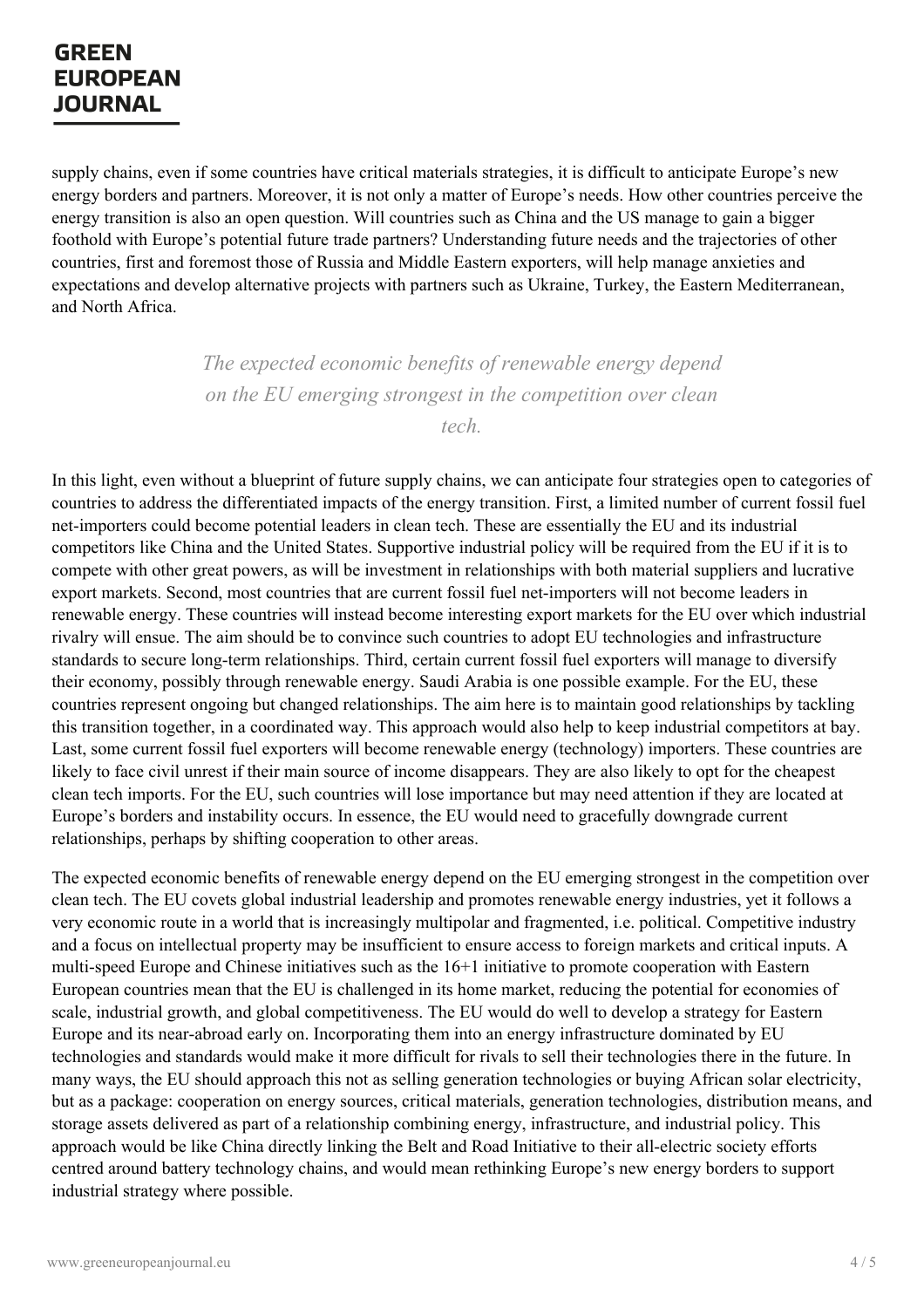supply chains, even if some countries have critical materials strategies, it is difficult to anticipate Europe's new energy borders and partners. Moreover, it is not only a matter of Europe's needs. How other countries perceive the energy transition is also an open question. Will countries such as China and the US manage to gain a bigger foothold with Europe's potential future trade partners? Understanding future needs and the trajectories of other countries, first and foremost those of Russia and Middle Eastern exporters, will help manage anxieties and expectations and develop alternative projects with partners such as Ukraine, Turkey, the Eastern Mediterranean, and North Africa.

> *The expected economic benefits of renewable energy depend on the EU emerging strongest in the competition over clean tech.*

In this light, even without a blueprint of future supply chains, we can anticipate four strategies open to categories of countries to address the differentiated impacts of the energy transition. First, a limited number of current fossil fuel net-importers could become potential leaders in clean tech. These are essentially the EU and its industrial competitors like China and the United States. Supportive industrial policy will be required from the EU if it is to compete with other great powers, as will be investment in relationships with both material suppliers and lucrative export markets. Second, most countries that are current fossil fuel net-importers will not become leaders in renewable energy. These countries will instead become interesting export markets for the EU over which industrial rivalry will ensue. The aim should be to convince such countries to adopt EU technologies and infrastructure standards to secure long-term relationships. Third, certain current fossil fuel exporters will manage to diversify their economy, possibly through renewable energy. Saudi Arabia is one possible example. For the EU, these countries represent ongoing but changed relationships. The aim here is to maintain good relationships by tackling this transition together, in a coordinated way. This approach would also help to keep industrial competitors at bay. Last, some current fossil fuel exporters will become renewable energy (technology) importers. These countries are likely to face civil unrest if their main source of income disappears. They are also likely to opt for the cheapest clean tech imports. For the EU, such countries will lose importance but may need attention if they are located at Europe's borders and instability occurs. In essence, the EU would need to gracefully downgrade current relationships, perhaps by shifting cooperation to other areas.

The expected economic benefits of renewable energy depend on the EU emerging strongest in the competition over clean tech. The EU covets global industrial leadership and promotes renewable energy industries, yet it follows a very economic route in a world that is increasingly multipolar and fragmented, i.e. political. Competitive industry and a focus on intellectual property may be insufficient to ensure access to foreign markets and critical inputs. A multi-speed Europe and Chinese initiatives such as the 16+1 initiative to promote cooperation with Eastern European countries mean that the EU is challenged in its home market, reducing the potential for economies of scale, industrial growth, and global competitiveness. The EU would do well to develop a strategy for Eastern Europe and its near-abroad early on. Incorporating them into an energy infrastructure dominated by EU technologies and standards would make it more difficult for rivals to sell their technologies there in the future. In many ways, the EU should approach this not as selling generation technologies or buying African solar electricity, but as a package: cooperation on energy sources, critical materials, generation technologies, distribution means, and storage assets delivered as part of a relationship combining energy, infrastructure, and industrial policy. This approach would be like China directly linking the Belt and Road Initiative to their all-electric society efforts centred around battery technology chains, and would mean rethinking Europe's new energy borders to support industrial strategy where possible.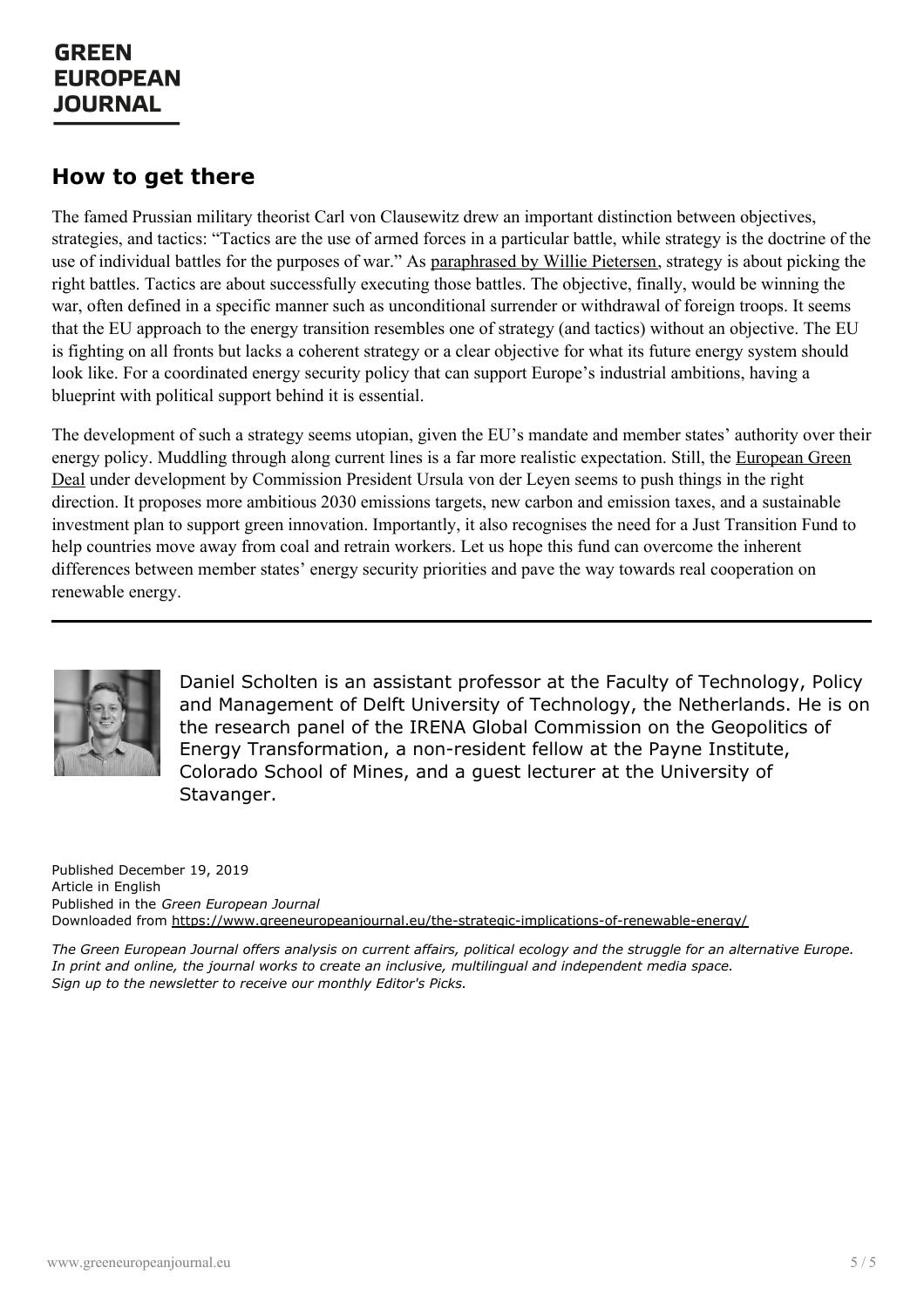## How to get there

The famed Prussian military theorist Carl von Clausewitz drew an important distinction between objectives, strategies, and tactics: "Tactics are the use of armed forces in a particular battle, while strategy is the doctrine of the use of individual battles for the purposes of war." As paraphrased by Willie Pietersen, strategy is about picking the right battles. Tactics are about successfully executing those battles. The objective, finally, would be winning the war, often defined in a specific manner such as unconditional surrender or withdrawal of foreign troops. It seems that the EU approach to the energy transition resembles one of strategy (and tactics) without an objective. The EU is fighting on all fronts but lacks a coherent strategy or a clear objective for what its future energy system should look like. For a coordinated energy security policy that can support Europe's industrial ambitions, having a blueprint with political support behind it is essential.

The development of such a strategy seems utopian, given the EU's mandate and member states' authority over their energy policy. Muddling through along current lines is a far more realistic expectation. Still, the European Green Deal under development by Commission President Ursula von der Leyen seems to push things in the right direction. It proposes more ambitious 2030 emissions targets, new carbon and emission taxes, and a sustainable investment plan to support green innovation. Importantly, it also recognises the need for a Just Transition Fund to help countries move away from coal and retrain workers. Let us hope this fund can overcome the inherent differences between member states' energy security priorities and pave the way towards real cooperation on renewable energy.

---

Daniel Scholten is an assistant professor at the Faculty of Technology, Policy and Management of Delft University of Technology, the Netherlands. He is on the research panel of the IRENA Global Commission on the Geopolitics of Energy Transformation, a non-resident fellow at the Payne Institute, Colorado School of Mines, and a guest lecturer at the University of Stavanger.

Published December 19, 2019
Article in English
Published in the *Green European Journal*
Downloaded from https://www.greeneuropeanjournal.eu/the-strategic-implications-of-renewable-energy/

*The Green European Journal offers analysis on current affairs, political ecology and the struggle for an alternative Europe. In print and online, the journal works to create an inclusive, multilingual and independent media space. Sign up to the newsletter to receive our monthly Editor's Picks.*